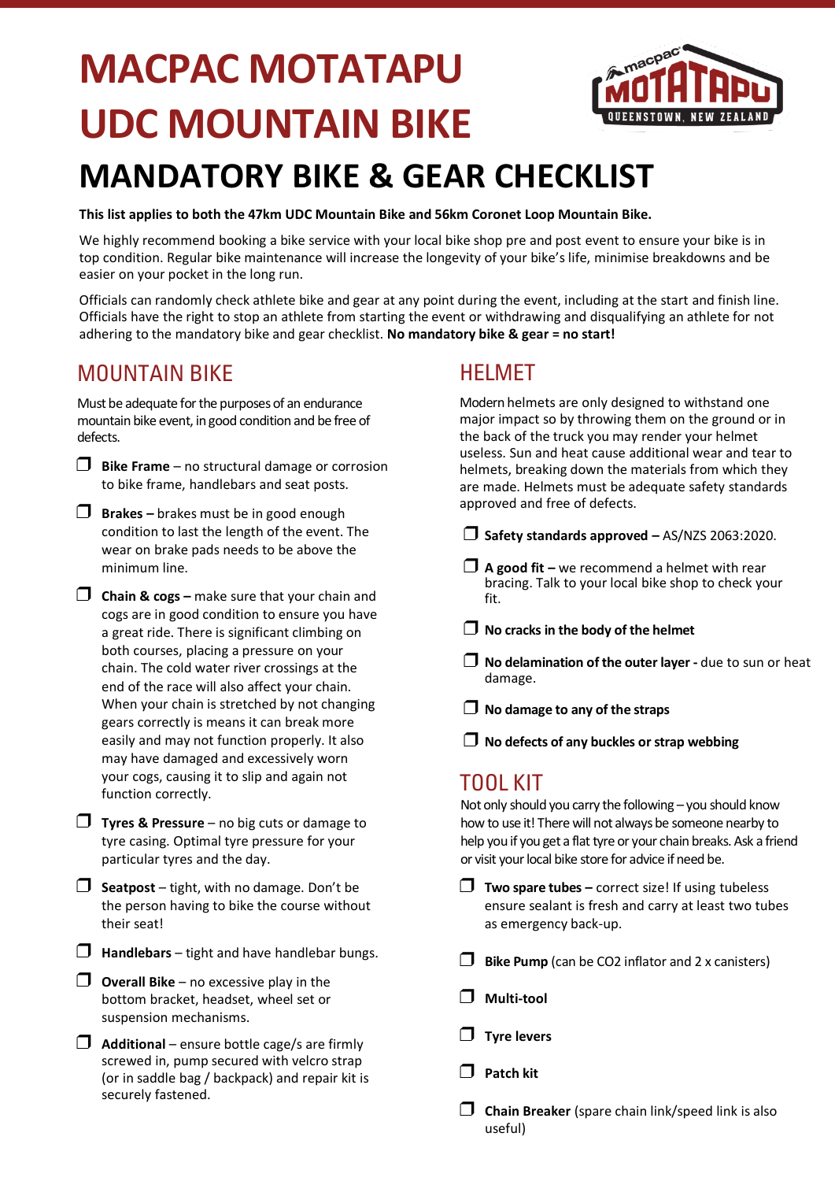# MACPAC MOTATAPU UDC MOUNTAIN BIKE

# MANDATORY BIKE & GEAR CHECKLIST

**This list applies to both the 47km UDC Mountain Bike and 56km Coronet Loop Mountain Bike.**

We highly recommend booking a bike service with your local bike shop pre and post event to ensure your bike is in top condition. Regular bike maintenance will increase the longevity of your bike's life, minimise breakdowns and be easier on your pocket in the long run.

Officials can randomly check athlete bike and gear at any point during the event, including at the start and finish line. Officials have the right to stop an athlete from starting the event or withdrawing and disqualifying an athlete for not adhering to the mandatory bike and gear checklist. **No mandatory bike & gear = no start!**

## MOUNTAIN BIKE

Must be adequate for the purposes of an endurance mountain bike event, in good condition and be free of defects.

- ❒ **Bike Frame** – no structural damage or corrosion to bike frame, handlebars and seat posts.
- ❒ **Brakes –** brakes must be in good enough condition to last the length of the event. The wear on brake pads needs to be above the minimum line.
- ❒ **Chain & cogs –** make sure that your chain and cogs are in good condition to ensure you have a great ride. There is significant climbing on both courses, placing a pressure on your chain. The cold water river crossings at the end of the race will also affect your chain. When your chain is stretched by not changing gears correctly is means it can break more easily and may not function properly. It also may have damaged and excessively worn your cogs, causing it to slip and again not function correctly.
- ❒ **Tyres & Pressure** – no big cuts or damage to tyre casing. Optimal tyre pressure for your particular tyres and the day.
- ❒ **Seatpost** – tight, with no damage. Don't be the person having to bike the course without their seat!
- ❒ **Handlebars** – tight and have handlebar bungs.
- ❒ **Overall Bike** – no excessive play in the bottom bracket, headset, wheel set or suspension mechanisms.
- ❒ **Additional** – ensure bottle cage/s are firmly screwed in, pump secured with velcro strap (or in saddle bag / backpack) and repair kit is securely fastened.

## HELMET

Modern helmets are only designed to withstand one major impact so by throwing them on the ground or in the back of the truck you may render your helmet useless. Sun and heat cause additional wear and tear to helmets, breaking down the materials from which they are made. Helmets must be adequate safety standards approved and free of defects.

- ❒ **Safety standards approved –** AS/NZS 2063:2020.
- ❒ **A good fit –** we recommend a helmet with rear bracing. Talk to your local bike shop to check your fit.
- ❒ **No cracks in the body of the helmet**
- ❒ **No delamination of the outer layer -** due to sun or heat damage.
- ❒ **No damage to any of the straps**
- ❒ **No defects of any buckles or strap webbing**

## TOOL KIT

Not only should you carry the following – you should know how to use it! There will not always be someone nearby to help you if you get a flat tyre or your chain breaks. Ask a friend or visit your local bike store for advice if need be.

- ❒ **Two spare tubes –** correct size! If using tubeless ensure sealant is fresh and carry at least two tubes as emergency back-up.
- ❒ **Bike Pump** (can be CO2 inflator and 2 x canisters)
- ❒ **Multi-tool**
- ❒ **Tyre levers**
- ❒ **Patch kit**
- ❒ **Chain Breaker** (spare chain link/speed link is also useful)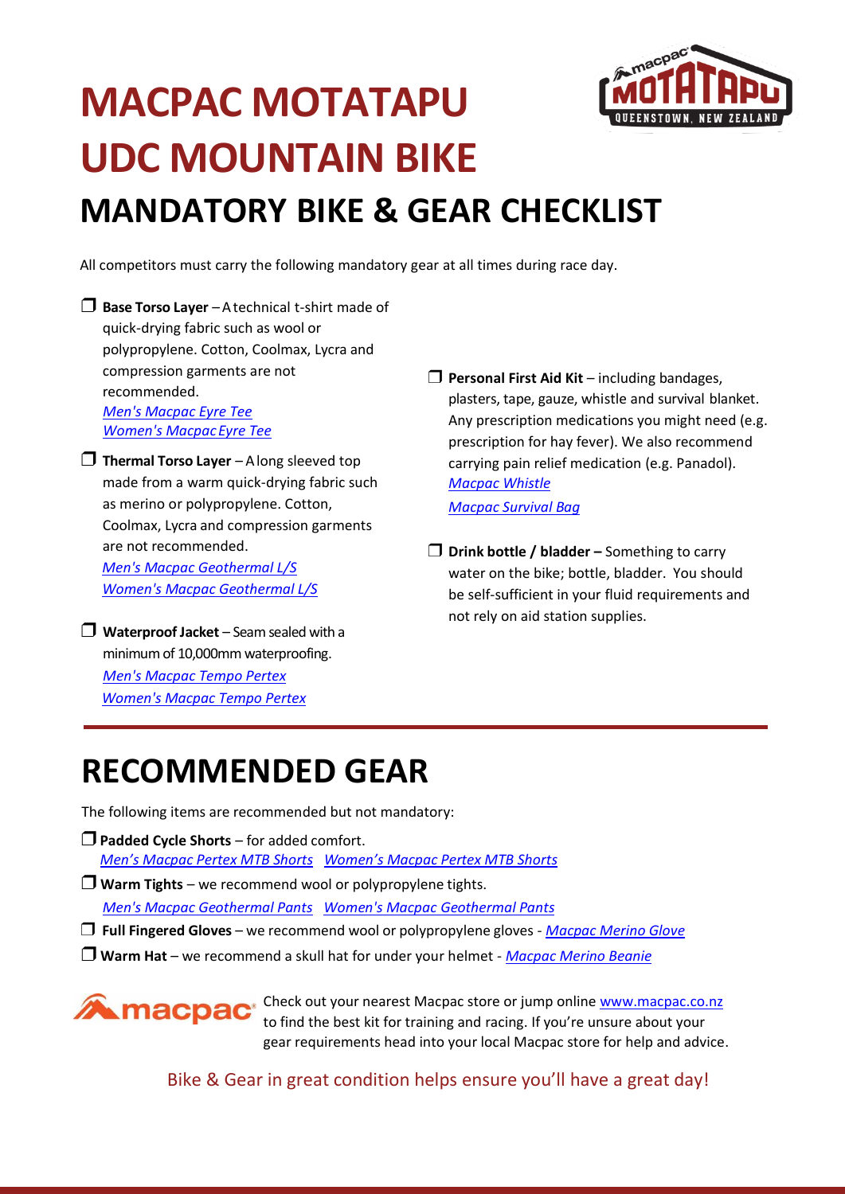# MACPAC MOTATAPU UDC MOUNTAIN BIKE

## MANDATORY BIKE & GEAR CHECKLIST

All competitors must carry the following mandatory gear at all times during race day.

- ❒ **Base Torso Layer** – A technical t-shirt made of quick-drying fabric such as wool or polypropylene. Cotton, Coolmax, Lycra and compression garments are not recommended.
  *Men's Macpac Eyre Tee*
  *Women's Macpac Eyre Tee*
- ❒ **Thermal Torso Layer** – A long sleeved top made from a warm quick-drying fabric such as merino or polypropylene. Cotton, Coolmax, Lycra and compression garments are not recommended.
  *Men's Macpac Geothermal L/S*
  *Women's Macpac Geothermal L/S*
- ❒ **Waterproof Jacket** – Seam sealed with a minimum of 10,000mm waterproofing.
  *Men's Macpac Tempo Pertex*
  *Women's Macpac Tempo Pertex*
- ❒ **Personal First Aid Kit** – including bandages, plasters, tape, gauze, whistle and survival blanket. Any prescription medications you might need (e.g. prescription for hay fever). We also recommend carrying pain relief medication (e.g. Panadol).
  *Macpac Whistle*
  *Macpac Survival Bag*
- ❒ **Drink bottle / bladder –** Something to carry water on the bike; bottle, bladder. You should be self-sufficient in your fluid requirements and not rely on aid station supplies.

# RECOMMENDED GEAR

The following items are recommended but not mandatory:

- ❒ **Padded Cycle Shorts** – for added comfort.
  *Men's Macpac Pertex MTB Shorts* *Women's Macpac Pertex MTB Shorts*
- ❒ **Warm Tights** – we recommend wool or polypropylene tights.
  *Men's Macpac Geothermal Pants* *Women's Macpac Geothermal Pants*
- ❒ **Full Fingered Gloves** – we recommend wool or polypropylene gloves - *Macpac Merino Glove*
- ❒ **Warm Hat** – we recommend a skull hat for under your helmet - *Macpac Merino Beanie*

Check out your nearest Macpac store or jump online www.macpac.co.nz to find the best kit for training and racing. If you're unsure about your gear requirements head into your local Macpac store for help and advice.

Bike & Gear in great condition helps ensure you'll have a great day!